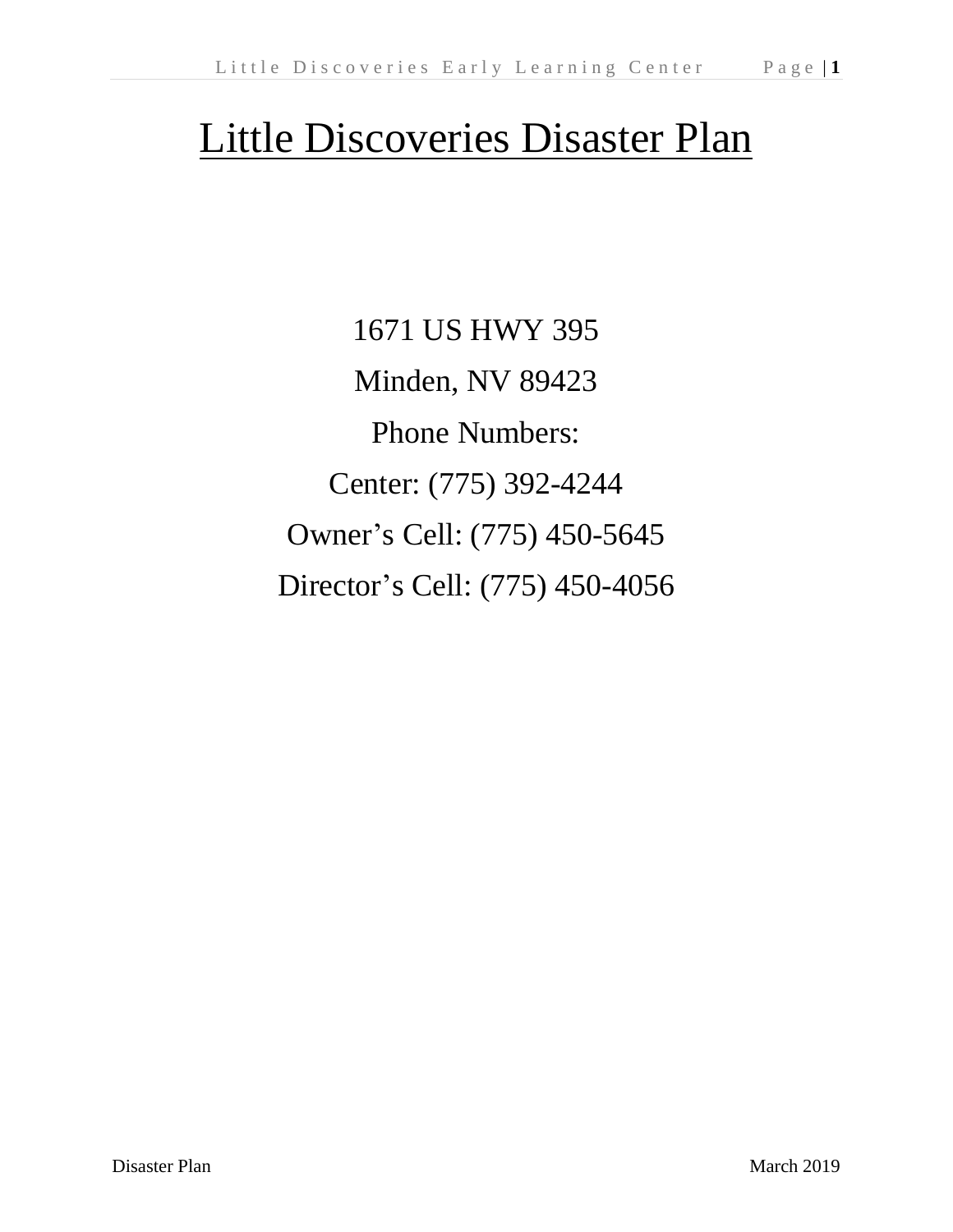# Little Discoveries Disaster Plan

1671 US HWY 395

Minden, NV 89423

Phone Numbers:

Center: (775) 392-4244

Owner's Cell: (775) 450-5645

Director's Cell: (775) 450-4056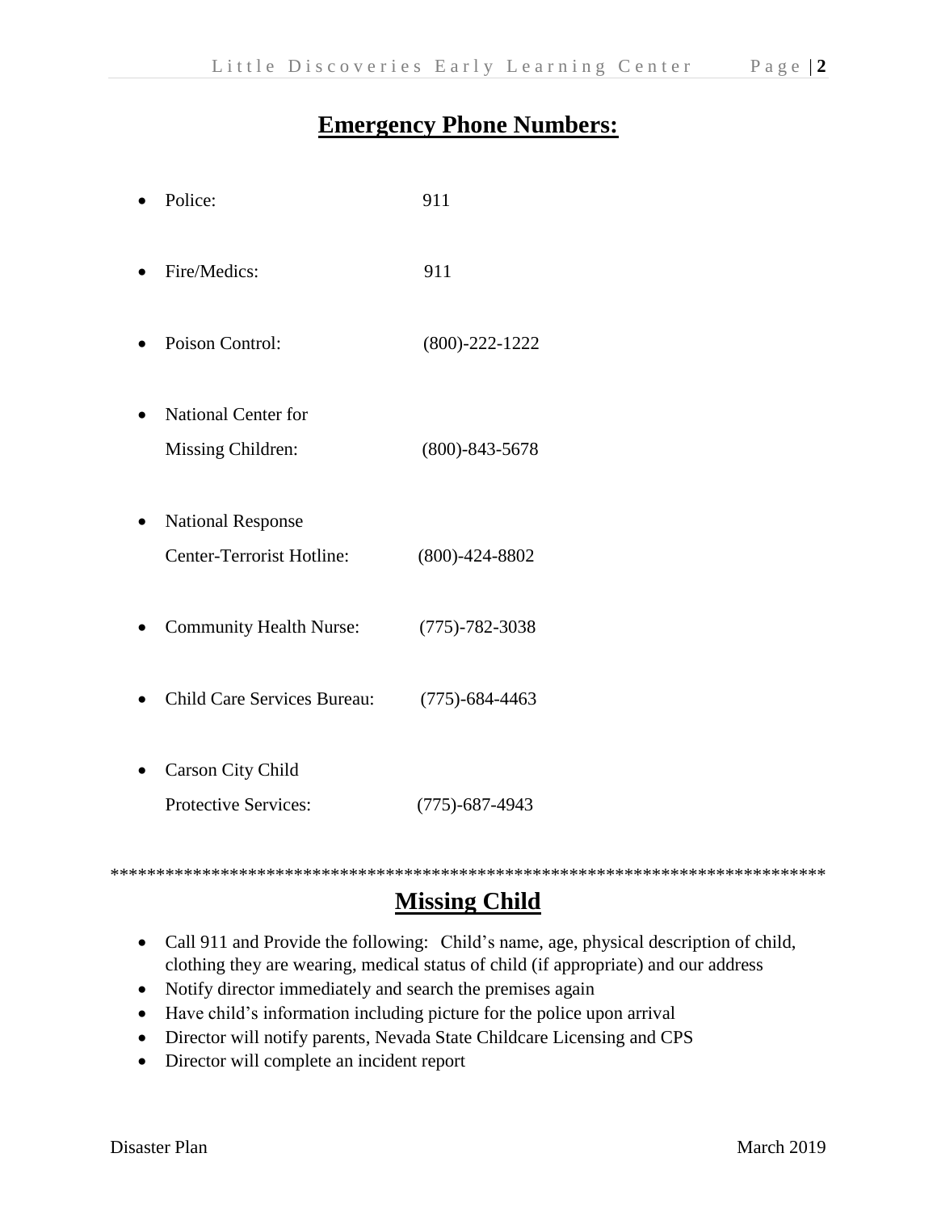## Emergency Phone Numbers:

- Police: 911
- Fire/Medics: 911
- Poison Control: (800)-222-1222
- National Center for Missing Children: (800)-843-5678
- National Response Center-Terrorist Hotline: (800)-424-8802
- Community Health Nurse: (775)-782-3038
- Child Care Services Bureau: (775)-684-4463
- Carson City Child Protective Services: (775)-687-4943

******************************************************************************

## Missing Child

- Call 911 and Provide the following: Child's name, age, physical description of child, clothing they are wearing, medical status of child (if appropriate) and our address
- Notify director immediately and search the premises again
- Have child's information including picture for the police upon arrival
- Director will notify parents, Nevada State Childcare Licensing and CPS
- Director will complete an incident report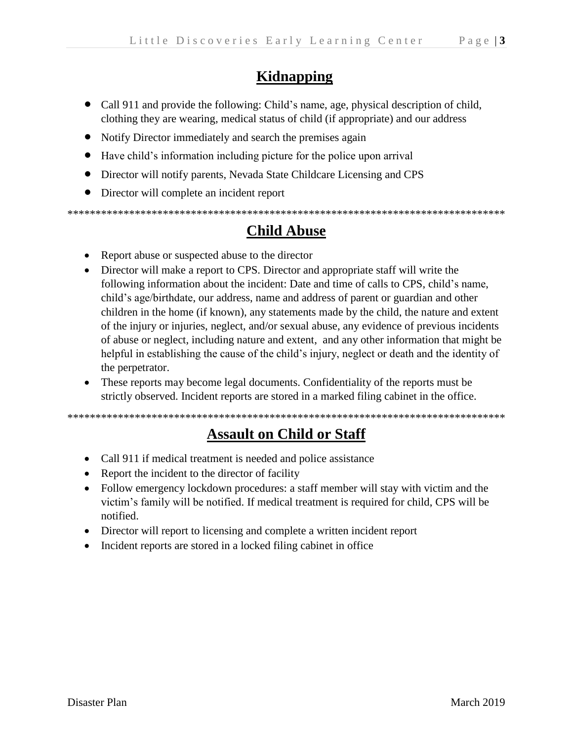## Kidnapping

- Call 911 and provide the following: Child's name, age, physical description of child, clothing they are wearing, medical status of child (if appropriate) and our address
- Notify Director immediately and search the premises again
- Have child's information including picture for the police upon arrival
- Director will notify parents, Nevada State Childcare Licensing and CPS
- Director will complete an incident report

*******************************************************************************

## Child Abuse

- Report abuse or suspected abuse to the director
- Director will make a report to CPS. Director and appropriate staff will write the following information about the incident: Date and time of calls to CPS, child's name, child's age/birthdate, our address, name and address of parent or guardian and other children in the home (if known), any statements made by the child, the nature and extent of the injury or injuries, neglect, and/or sexual abuse, any evidence of previous incidents of abuse or neglect, including nature and extent, and any other information that might be helpful in establishing the cause of the child's injury, neglect or death and the identity of the perpetrator.
- These reports may become legal documents. Confidentiality of the reports must be strictly observed. Incident reports are stored in a marked filing cabinet in the office.

*******************************************************************************

## Assault on Child or Staff

- Call 911 if medical treatment is needed and police assistance
- Report the incident to the director of facility
- Follow emergency lockdown procedures: a staff member will stay with victim and the victim's family will be notified. If medical treatment is required for child, CPS will be notified.
- Director will report to licensing and complete a written incident report
- Incident reports are stored in a locked filing cabinet in office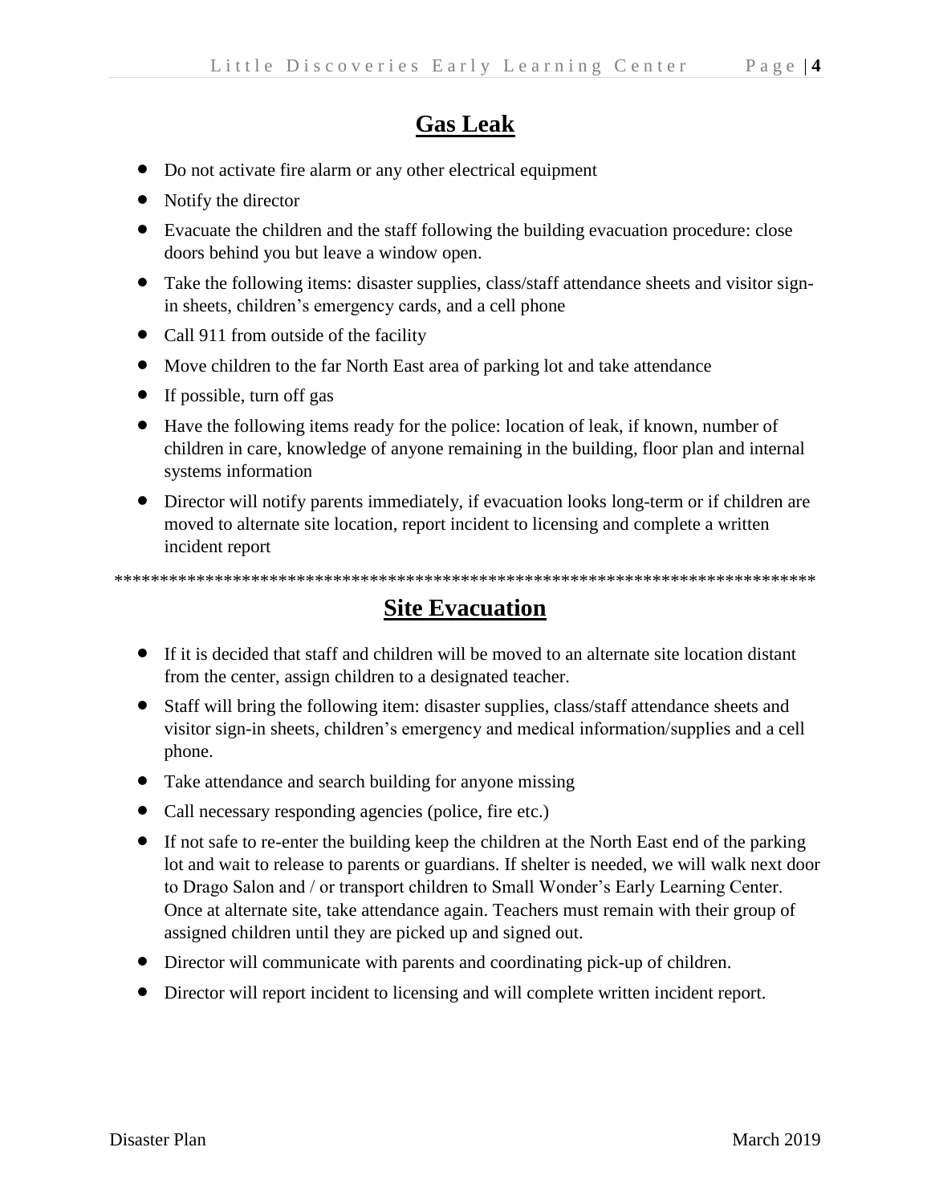## Gas Leak

- Do not activate fire alarm or any other electrical equipment
- Notify the director
- Evacuate the children and the staff following the building evacuation procedure: close doors behind you but leave a window open.
- Take the following items: disaster supplies, class/staff attendance sheets and visitor sign-in sheets, children's emergency cards, and a cell phone
- Call 911 from outside of the facility
- Move children to the far North East area of parking lot and take attendance
- If possible, turn off gas
- Have the following items ready for the police: location of leak, if known, number of children in care, knowledge of anyone remaining in the building, floor plan and internal systems information
- Director will notify parents immediately, if evacuation looks long-term or if children are moved to alternate site location, report incident to licensing and complete a written incident report

********************************************************************************

## Site Evacuation

- If it is decided that staff and children will be moved to an alternate site location distant from the center, assign children to a designated teacher.
- Staff will bring the following item: disaster supplies, class/staff attendance sheets and visitor sign-in sheets, children's emergency and medical information/supplies and a cell phone.
- Take attendance and search building for anyone missing
- Call necessary responding agencies (police, fire etc.)
- If not safe to re-enter the building keep the children at the North East end of the parking lot and wait to release to parents or guardians. If shelter is needed, we will walk next door to Drago Salon and / or transport children to Small Wonder's Early Learning Center. Once at alternate site, take attendance again. Teachers must remain with their group of assigned children until they are picked up and signed out.
- Director will communicate with parents and coordinating pick-up of children.
- Director will report incident to licensing and will complete written incident report.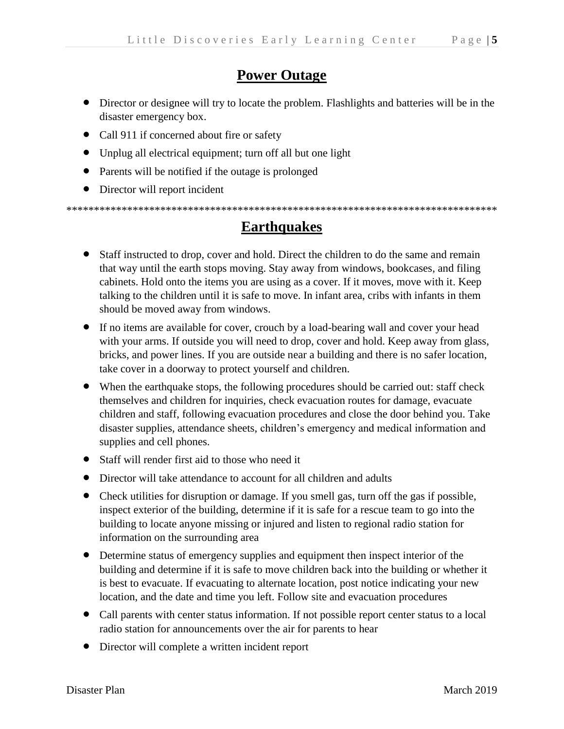## Power Outage

- Director or designee will try to locate the problem. Flashlights and batteries will be in the disaster emergency box.
- Call 911 if concerned about fire or safety
- Unplug all electrical equipment; turn off all but one light
- Parents will be notified if the outage is prolonged
- Director will report incident

********************************************************************************

## Earthquakes

- Staff instructed to drop, cover and hold. Direct the children to do the same and remain that way until the earth stops moving. Stay away from windows, bookcases, and filing cabinets. Hold onto the items you are using as a cover. If it moves, move with it. Keep talking to the children until it is safe to move. In infant area, cribs with infants in them should be moved away from windows.
- If no items are available for cover, crouch by a load-bearing wall and cover your head with your arms. If outside you will need to drop, cover and hold. Keep away from glass, bricks, and power lines. If you are outside near a building and there is no safer location, take cover in a doorway to protect yourself and children.
- When the earthquake stops, the following procedures should be carried out: staff check themselves and children for inquiries, check evacuation routes for damage, evacuate children and staff, following evacuation procedures and close the door behind you. Take disaster supplies, attendance sheets, children's emergency and medical information and supplies and cell phones.
- Staff will render first aid to those who need it
- Director will take attendance to account for all children and adults
- Check utilities for disruption or damage. If you smell gas, turn off the gas if possible, inspect exterior of the building, determine if it is safe for a rescue team to go into the building to locate anyone missing or injured and listen to regional radio station for information on the surrounding area
- Determine status of emergency supplies and equipment then inspect interior of the building and determine if it is safe to move children back into the building or whether it is best to evacuate. If evacuating to alternate location, post notice indicating your new location, and the date and time you left. Follow site and evacuation procedures
- Call parents with center status information. If not possible report center status to a local radio station for announcements over the air for parents to hear
- Director will complete a written incident report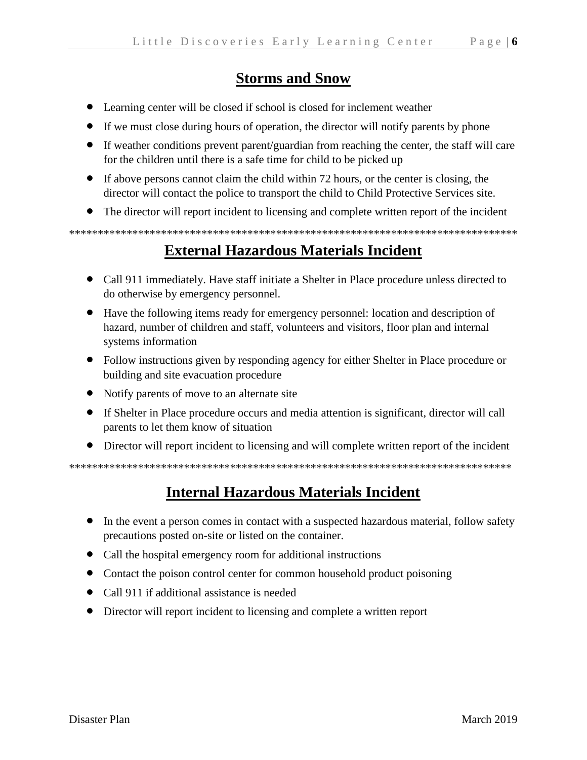## Storms and Snow

- Learning center will be closed if school is closed for inclement weather
- If we must close during hours of operation, the director will notify parents by phone
- If weather conditions prevent parent/guardian from reaching the center, the staff will care for the children until there is a safe time for child to be picked up
- If above persons cannot claim the child within 72 hours, or the center is closing, the director will contact the police to transport the child to Child Protective Services site.
- The director will report incident to licensing and complete written report of the incident

********************************************************************************

## External Hazardous Materials Incident

- Call 911 immediately. Have staff initiate a Shelter in Place procedure unless directed to do otherwise by emergency personnel.
- Have the following items ready for emergency personnel: location and description of hazard, number of children and staff, volunteers and visitors, floor plan and internal systems information
- Follow instructions given by responding agency for either Shelter in Place procedure or building and site evacuation procedure
- Notify parents of move to an alternate site
- If Shelter in Place procedure occurs and media attention is significant, director will call parents to let them know of situation
- Director will report incident to licensing and will complete written report of the incident

********************************************************************************

## Internal Hazardous Materials Incident

- In the event a person comes in contact with a suspected hazardous material, follow safety precautions posted on-site or listed on the container.
- Call the hospital emergency room for additional instructions
- Contact the poison control center for common household product poisoning
- Call 911 if additional assistance is needed
- Director will report incident to licensing and complete a written report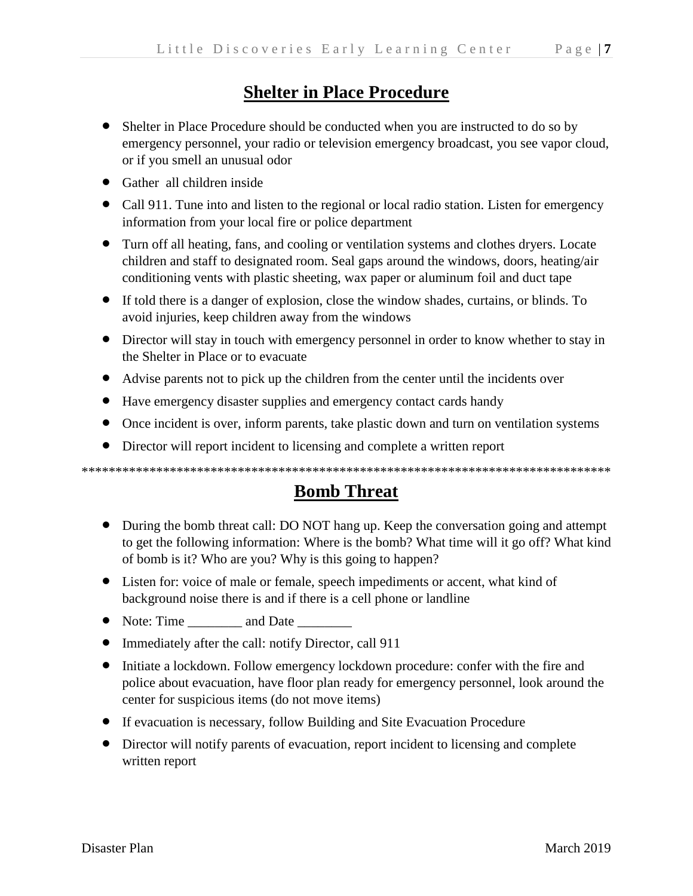## Shelter in Place Procedure

- Shelter in Place Procedure should be conducted when you are instructed to do so by emergency personnel, your radio or television emergency broadcast, you see vapor cloud, or if you smell an unusual odor
- Gather all children inside
- Call 911. Tune into and listen to the regional or local radio station. Listen for emergency information from your local fire or police department
- Turn off all heating, fans, and cooling or ventilation systems and clothes dryers. Locate children and staff to designated room. Seal gaps around the windows, doors, heating/air conditioning vents with plastic sheeting, wax paper or aluminum foil and duct tape
- If told there is a danger of explosion, close the window shades, curtains, or blinds. To avoid injuries, keep children away from the windows
- Director will stay in touch with emergency personnel in order to know whether to stay in the Shelter in Place or to evacuate
- Advise parents not to pick up the children from the center until the incidents over
- Have emergency disaster supplies and emergency contact cards handy
- Once incident is over, inform parents, take plastic down and turn on ventilation systems
- Director will report incident to licensing and complete a written report

******************************************************************************

## Bomb Threat

- During the bomb threat call: DO NOT hang up. Keep the conversation going and attempt to get the following information: Where is the bomb? What time will it go off? What kind of bomb is it? Who are you? Why is this going to happen?
- Listen for: voice of male or female, speech impediments or accent, what kind of background noise there is and if there is a cell phone or landline
- Note: Time ________ and Date ________
- Immediately after the call: notify Director, call 911
- Initiate a lockdown. Follow emergency lockdown procedure: confer with the fire and police about evacuation, have floor plan ready for emergency personnel, look around the center for suspicious items (do not move items)
- If evacuation is necessary, follow Building and Site Evacuation Procedure
- Director will notify parents of evacuation, report incident to licensing and complete written report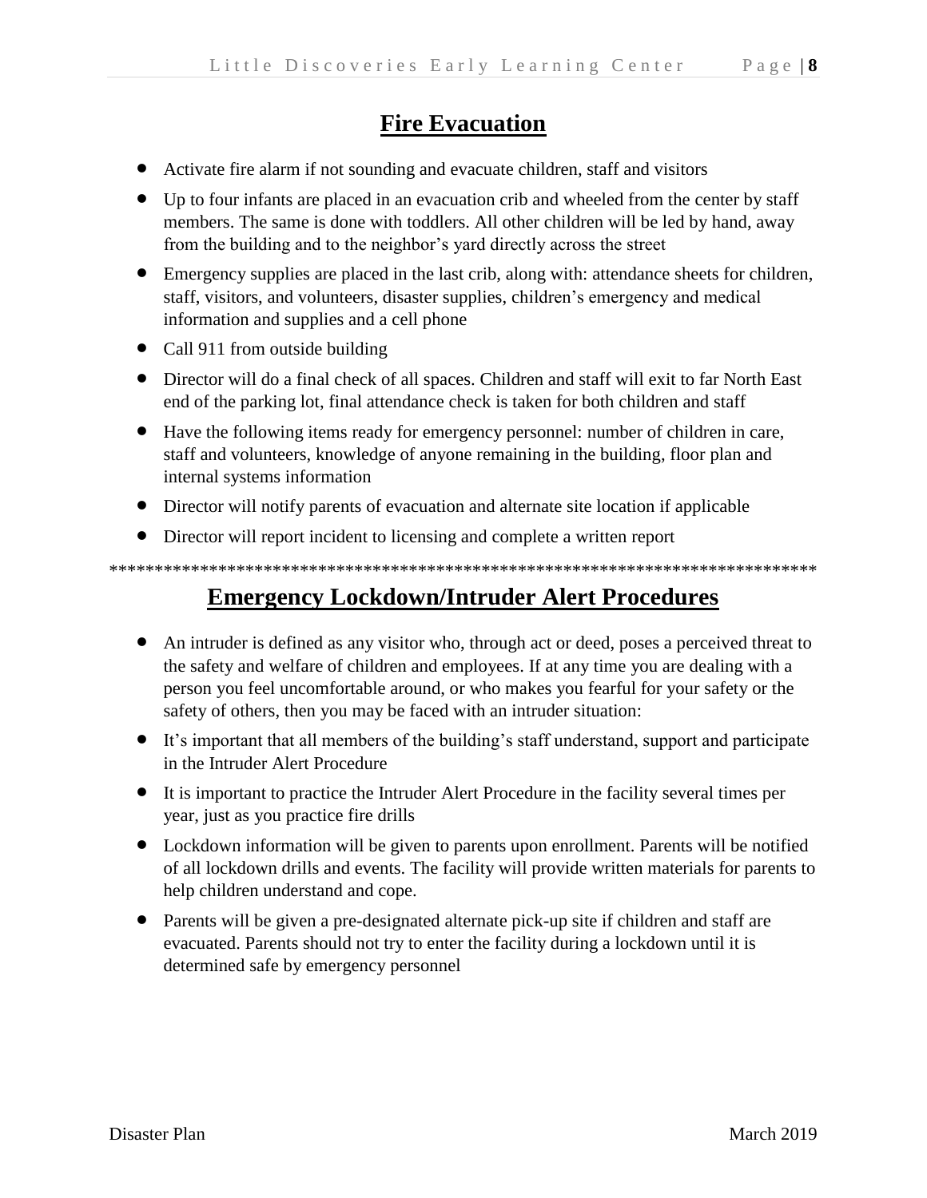# Fire Evacuation

- Activate fire alarm if not sounding and evacuate children, staff and visitors
- Up to four infants are placed in an evacuation crib and wheeled from the center by staff members. The same is done with toddlers. All other children will be led by hand, away from the building and to the neighbor's yard directly across the street
- Emergency supplies are placed in the last crib, along with: attendance sheets for children, staff, visitors, and volunteers, disaster supplies, children's emergency and medical information and supplies and a cell phone
- Call 911 from outside building
- Director will do a final check of all spaces. Children and staff will exit to far North East end of the parking lot, final attendance check is taken for both children and staff
- Have the following items ready for emergency personnel: number of children in care, staff and volunteers, knowledge of anyone remaining in the building, floor plan and internal systems information
- Director will notify parents of evacuation and alternate site location if applicable
- Director will report incident to licensing and complete a written report

*******************************************************************************

# Emergency Lockdown/Intruder Alert Procedures

- An intruder is defined as any visitor who, through act or deed, poses a perceived threat to the safety and welfare of children and employees. If at any time you are dealing with a person you feel uncomfortable around, or who makes you fearful for your safety or the safety of others, then you may be faced with an intruder situation:
- It's important that all members of the building's staff understand, support and participate in the Intruder Alert Procedure
- It is important to practice the Intruder Alert Procedure in the facility several times per year, just as you practice fire drills
- Lockdown information will be given to parents upon enrollment. Parents will be notified of all lockdown drills and events. The facility will provide written materials for parents to help children understand and cope.
- Parents will be given a pre-designated alternate pick-up site if children and staff are evacuated. Parents should not try to enter the facility during a lockdown until it is determined safe by emergency personnel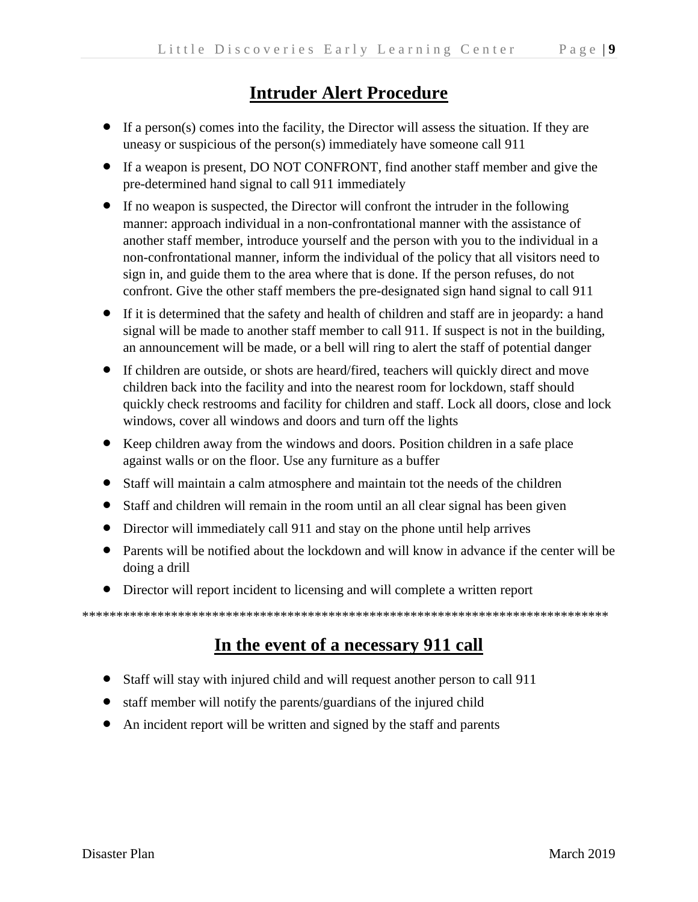## Intruder Alert Procedure

- If a person(s) comes into the facility, the Director will assess the situation. If they are uneasy or suspicious of the person(s) immediately have someone call 911
- If a weapon is present, DO NOT CONFRONT, find another staff member and give the pre-determined hand signal to call 911 immediately
- If no weapon is suspected, the Director will confront the intruder in the following manner: approach individual in a non-confrontational manner with the assistance of another staff member, introduce yourself and the person with you to the individual in a non-confrontational manner, inform the individual of the policy that all visitors need to sign in, and guide them to the area where that is done. If the person refuses, do not confront. Give the other staff members the pre-designated sign hand signal to call 911
- If it is determined that the safety and health of children and staff are in jeopardy: a hand signal will be made to another staff member to call 911. If suspect is not in the building, an announcement will be made, or a bell will ring to alert the staff of potential danger
- If children are outside, or shots are heard/fired, teachers will quickly direct and move children back into the facility and into the nearest room for lockdown, staff should quickly check restrooms and facility for children and staff. Lock all doors, close and lock windows, cover all windows and doors and turn off the lights
- Keep children away from the windows and doors. Position children in a safe place against walls or on the floor. Use any furniture as a buffer
- Staff will maintain a calm atmosphere and maintain tot the needs of the children
- Staff and children will remain in the room until an all clear signal has been given
- Director will immediately call 911 and stay on the phone until help arrives
- Parents will be notified about the lockdown and will know in advance if the center will be doing a drill
- Director will report incident to licensing and will complete a written report

*****************************************************************************

## In the event of a necessary 911 call

- Staff will stay with injured child and will request another person to call 911
- staff member will notify the parents/guardians of the injured child
- An incident report will be written and signed by the staff and parents